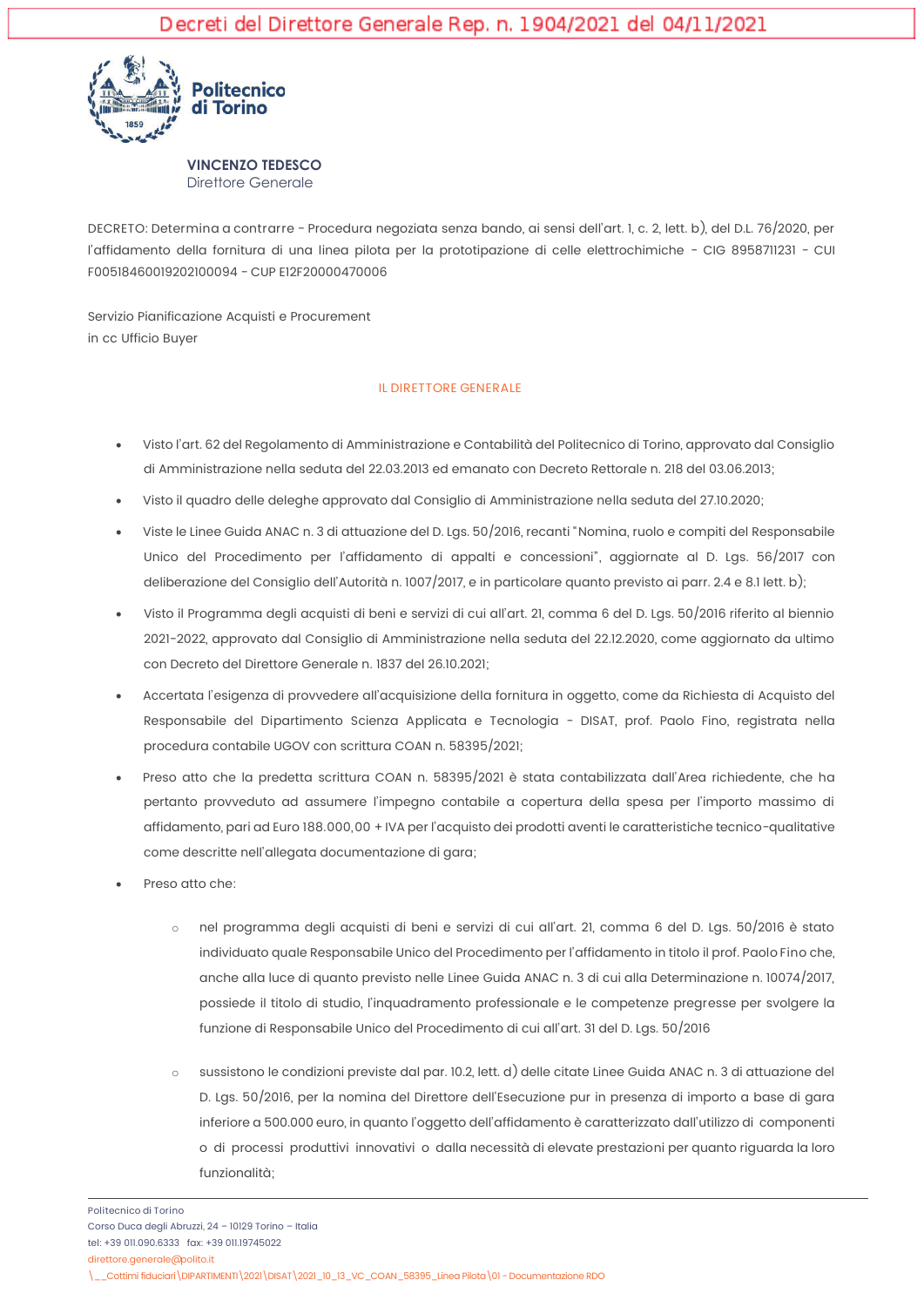Decreti del Direttore Generale Rep. n. 1904/2021 del 04/11/2021

Politecnico di Torino

**VINCENZO TEDESCO**
Direttore Generale

DECRETO: Determina a contrarre - Procedura negoziata senza bando, ai sensi dell'art. 1, c. 2, lett. b), del D.L. 76/2020, per l'affidamento della fornitura di una linea pilota per la prototipazione di celle elettrochimiche - CIG 8958711231 - CUI F00518460019202100094 - CUP E12F20000470006

Servizio Pianificazione Acquisti e Procurement
in cc Ufficio Buyer

IL DIRETTORE GENERALE

- Visto l'art. 62 del Regolamento di Amministrazione e Contabilità del Politecnico di Torino, approvato dal Consiglio di Amministrazione nella seduta del 22.03.2013 ed emanato con Decreto Rettorale n. 218 del 03.06.2013;
- Visto il quadro delle deleghe approvato dal Consiglio di Amministrazione nella seduta del 27.10.2020;
- Viste le Linee Guida ANAC n. 3 di attuazione del D. Lgs. 50/2016, recanti "Nomina, ruolo e compiti del Responsabile Unico del Procedimento per l'affidamento di appalti e concessioni", aggiornate al D. Lgs. 56/2017 con deliberazione del Consiglio dell'Autorità n. 1007/2017, e in particolare quanto previsto ai parr. 2.4 e 8.1 lett. b);
- Visto il Programma degli acquisti di beni e servizi di cui all'art. 21, comma 6 del D. Lgs. 50/2016 riferito al biennio 2021-2022, approvato dal Consiglio di Amministrazione nella seduta del 22.12.2020, come aggiornato da ultimo con Decreto del Direttore Generale n. 1837 del 26.10.2021;
- Accertata l'esigenza di provvedere all'acquisizione della fornitura in oggetto, come da Richiesta di Acquisto del Responsabile del Dipartimento Scienza Applicata e Tecnologia - DISAT, prof. Paolo Fino, registrata nella procedura contabile UGOV con scrittura COAN n. 58395/2021;
- Preso atto che la predetta scrittura COAN n. 58395/2021 è stata contabilizzata dall'Area richiedente, che ha pertanto provveduto ad assumere l'impegno contabile a copertura della spesa per l'importo massimo di affidamento, pari ad Euro 188.000,00 + IVA per l'acquisto dei prodotti aventi le caratteristiche tecnico-qualitative come descritte nell'allegata documentazione di gara;
- Preso atto che:
    - nel programma degli acquisti di beni e servizi di cui all'art. 21, comma 6 del D. Lgs. 50/2016 è stato individuato quale Responsabile Unico del Procedimento per l'affidamento in titolo il prof. Paolo Fino che, anche alla luce di quanto previsto nelle Linee Guida ANAC n. 3 di cui alla Determinazione n. 10074/2017, possiede il titolo di studio, l'inquadramento professionale e le competenze pregresse per svolgere la funzione di Responsabile Unico del Procedimento di cui all'art. 31 del D. Lgs. 50/2016
    - sussistono le condizioni previste dal par. 10.2, lett. d) delle citate Linee Guida ANAC n. 3 di attuazione del D. Lgs. 50/2016, per la nomina del Direttore dell'Esecuzione pur in presenza di importo a base di gara inferiore a 500.000 euro, in quanto l'oggetto dell'affidamento è caratterizzato dall'utilizzo di componenti o di processi produttivi innovativi o dalla necessità di elevate prestazioni per quanto riguarda la loro funzionalità;

Politecnico di Torino
Corso Duca degli Abruzzi, 24 – 10129 Torino – Italia
tel: +39 011.090.6333 fax: +39 011.19745022
direttore.generale@polito.it
\__Cottimi fiduciari\DIPARTIMENTI\2021\DISAT\2021_10_13_VC_COAN_58395_Linea Pilota\01 - Documentazione RDO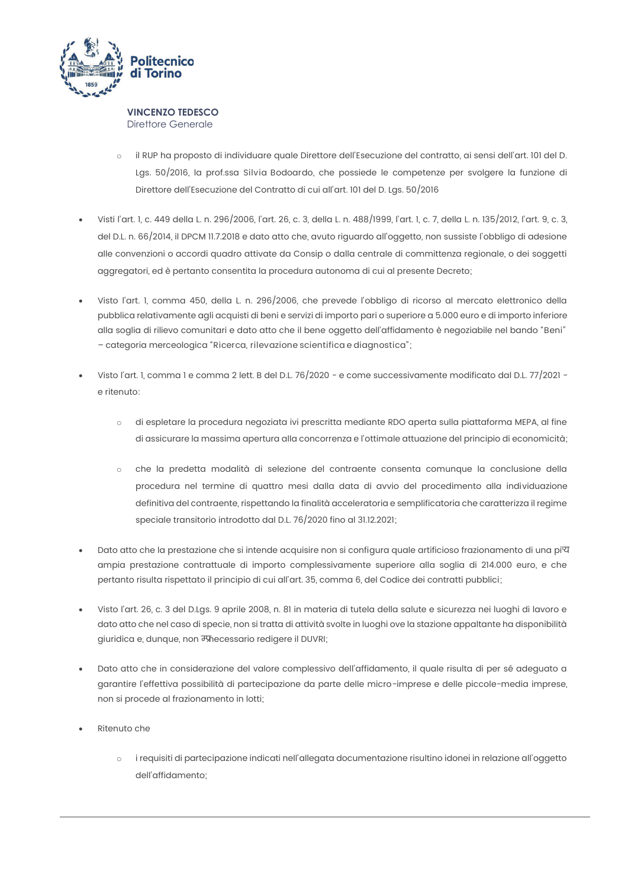**VINCENZO TEDESCO**
Direttore Generale

- il RUP ha proposto di individuare quale Direttore dell'Esecuzione del contratto, ai sensi dell'art. 101 del D. Lgs. 50/2016, la prof.ssa Silvia Bodoardo, che possiede le competenze per svolgere la funzione di Direttore dell'Esecuzione del Contratto di cui all'art. 101 del D. Lgs. 50/2016

- Visti l'art. 1, c. 449 della L. n. 296/2006, l'art. 26, c. 3, della L. n. 488/1999, l'art. 1, c. 7, della L. n. 135/2012, l'art. 9, c. 3, del D.L. n. 66/2014, il DPCM 11.7.2018 e dato atto che, avuto riguardo all'oggetto, non sussiste l'obbligo di adesione alle convenzioni o accordi quadro attivate da Consip o dalla centrale di committenza regionale, o dei soggetti aggregatori, ed è pertanto consentita la procedura autonoma di cui al presente Decreto;

- Visto l'art. 1, comma 450, della L. n. 296/2006, che prevede l'obbligo di ricorso al mercato elettronico della pubblica relativamente agli acquisti di beni e servizi di importo pari o superiore a 5.000 euro e di importo inferiore alla soglia di rilievo comunitari e dato atto che il bene oggetto dell'affidamento è negoziabile nel bando "Beni" – categoria merceologica "Ricerca, rilevazione scientifica e diagnostica";

- Visto l'art. 1, comma 1 e comma 2 lett. B del D.L. 76/2020 - e come successivamente modificato dal D.L. 77/2021 - e ritenuto:
    - di espletare la procedura negoziata ivi prescritta mediante RDO aperta sulla piattaforma MEPA, al fine di assicurare la massima apertura alla concorrenza e l'ottimale attuazione del principio di economicità;
    - che la predetta modalità di selezione del contraente consenta comunque la conclusione della procedura nel termine di quattro mesi dalla data di avvio del procedimento alla individuazione definitiva del contraente, rispettando la finalità acceleratoria e semplificatoria che caratterizza il regime speciale transitorio introdotto dal D.L. 76/2020 fino al 31.12.2021;

- Dato atto che la prestazione che si intende acquisire non si configura quale artificioso frazionamento di una più ampia prestazione contrattuale di importo complessivamente superiore alla soglia di 214.000 euro, e che pertanto risulta rispettato il principio di cui all'art. 35, comma 6, del Codice dei contratti pubblici;

- Visto l'art. 26, c. 3 del D.Lgs. 9 aprile 2008, n. 81 in materia di tutela della salute e sicurezza nei luoghi di lavoro e dato atto che nel caso di specie, non si tratta di attività svolte in luoghi ove la stazione appaltante ha disponibilità giuridica e, dunque, non è necessario redigere il DUVRI;

- Dato atto che in considerazione del valore complessivo dell'affidamento, il quale risulta di per sé adeguato a garantire l'effettiva possibilità di partecipazione da parte delle micro-imprese e delle piccole-media imprese, non si procede al frazionamento in lotti;

- Ritenuto che
    - i requisiti di partecipazione indicati nell'allegata documentazione risultino idonei in relazione all'oggetto dell'affidamento;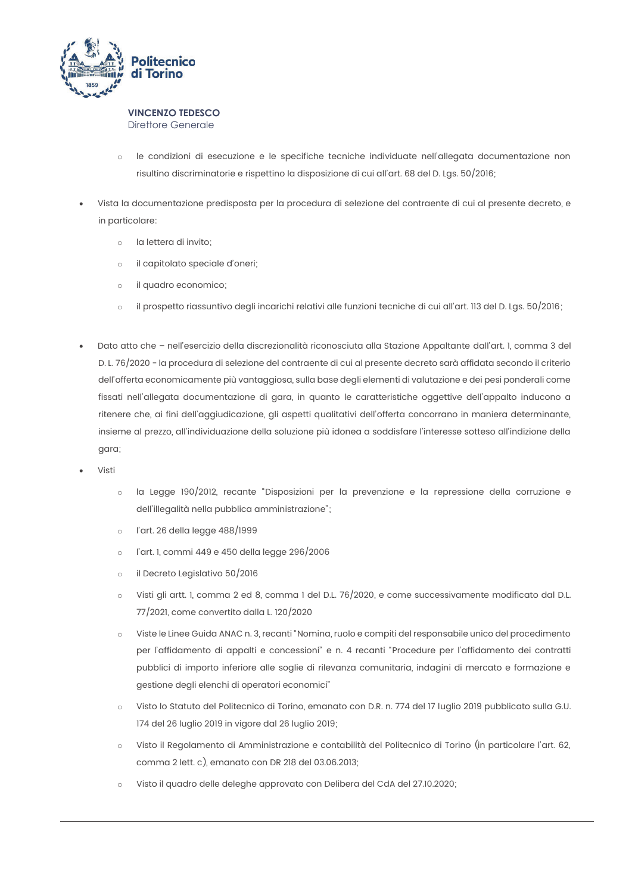**VINCENZO TEDESCO**
Direttore Generale

  - le condizioni di esecuzione e le specifiche tecniche individuate nell'allegata documentazione non risultino discriminatorie e rispettino la disposizione di cui all'art. 68 del D. Lgs. 50/2016;

- Vista la documentazione predisposta per la procedura di selezione del contraente di cui al presente decreto, e in particolare:
  - la lettera di invito;
  - il capitolato speciale d'oneri;
  - il quadro economico;
  - il prospetto riassuntivo degli incarichi relativi alle funzioni tecniche di cui all'art. 113 del D. Lgs. 50/2016;

- Dato atto che – nell'esercizio della discrezionalità riconosciuta alla Stazione Appaltante dall'art. 1, comma 3 del D. L. 76/2020 - la procedura di selezione del contraente di cui al presente decreto sarà affidata secondo il criterio dell'offerta economicamente più vantaggiosa, sulla base degli elementi di valutazione e dei pesi ponderali come fissati nell'allegata documentazione di gara, in quanto le caratteristiche oggettive dell'appalto inducono a ritenere che, ai fini dell'aggiudicazione, gli aspetti qualitativi dell'offerta concorrano in maniera determinante, insieme al prezzo, all'individuazione della soluzione più idonea a soddisfare l'interesse sotteso all'indizione della gara;
- Visti
  - la Legge 190/2012, recante "Disposizioni per la prevenzione e la repressione della corruzione e dell'illegalità nella pubblica amministrazione";
  - l'art. 26 della legge 488/1999
  - l'art. 1, commi 449 e 450 della legge 296/2006
  - il Decreto Legislativo 50/2016
  - Visti gli artt. 1, comma 2 ed 8, comma 1 del D.L. 76/2020, e come successivamente modificato dal D.L. 77/2021, come convertito dalla L. 120/2020
  - Viste le Linee Guida ANAC n. 3, recanti "Nomina, ruolo e compiti del responsabile unico del procedimento per l'affidamento di appalti e concessioni" e n. 4 recanti "Procedure per l'affidamento dei contratti pubblici di importo inferiore alle soglie di rilevanza comunitaria, indagini di mercato e formazione e gestione degli elenchi di operatori economici"
  - Visto lo Statuto del Politecnico di Torino, emanato con D.R. n. 774 del 17 luglio 2019 pubblicato sulla G.U. 174 del 26 luglio 2019 in vigore dal 26 luglio 2019;
  - Visto il Regolamento di Amministrazione e contabilità del Politecnico di Torino (in particolare l'art. 62, comma 2 lett. c), emanato con DR 218 del 03.06.2013;
  - Visto il quadro delle deleghe approvato con Delibera del CdA del 27.10.2020;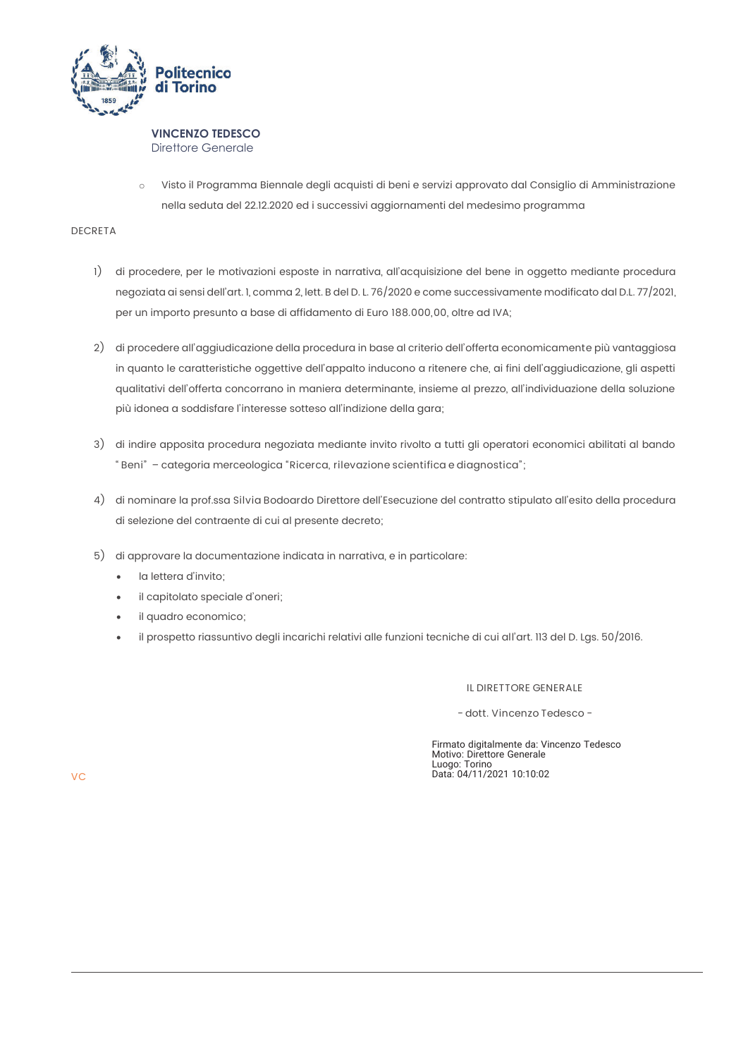**VINCENZO TEDESCO**
Direttore Generale

- Visto il Programma Biennale degli acquisti di beni e servizi approvato dal Consiglio di Amministrazione nella seduta del 22.12.2020 ed i successivi aggiornamenti del medesimo programma

DECRETA

1) di procedere, per le motivazioni esposte in narrativa, all'acquisizione del bene in oggetto mediante procedura negoziata ai sensi dell'art. 1, comma 2, lett. B del D. L. 76/2020 e come successivamente modificato dal D.L. 77/2021, per un importo presunto a base di affidamento di Euro 188.000,00, oltre ad IVA;

2) di procedere all'aggiudicazione della procedura in base al criterio dell'offerta economicamente più vantaggiosa in quanto le caratteristiche oggettive dell'appalto inducono a ritenere che, ai fini dell'aggiudicazione, gli aspetti qualitativi dell'offerta concorrano in maniera determinante, insieme al prezzo, all'individuazione della soluzione più idonea a soddisfare l'interesse sotteso all'indizione della gara;

3) di indire apposita procedura negoziata mediante invito rivolto a tutti gli operatori economici abilitati al bando "Beni" – categoria merceologica "Ricerca, rilevazione scientifica e diagnostica";

4) di nominare la prof.ssa Silvia Bodoardo Direttore dell'Esecuzione del contratto stipulato all'esito della procedura di selezione del contraente di cui al presente decreto;

5) di approvare la documentazione indicata in narrativa, e in particolare:
   - la lettera d'invito;
   - il capitolato speciale d'oneri;
   - il quadro economico;
   - il prospetto riassuntivo degli incarichi relativi alle funzioni tecniche di cui all'art. 113 del D. Lgs. 50/2016.

IL DIRETTORE GENERALE

- dott. Vincenzo Tedesco -

Firmato digitalmente da: Vincenzo Tedesco
Motivo: Direttore Generale
Luogo: Torino
Data: 04/11/2021 10:10:02

VC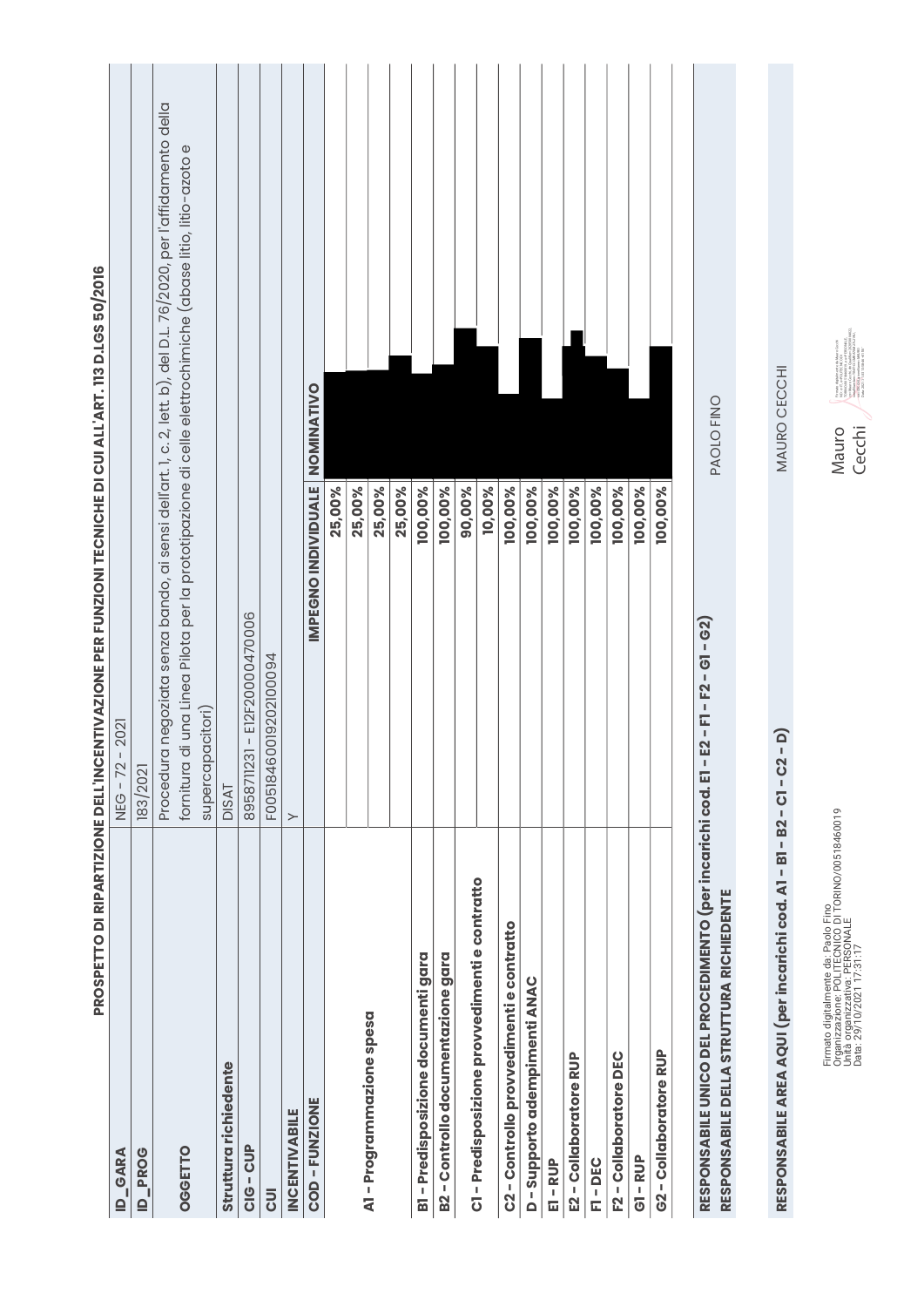# PROSPETTO DI RIPARTIZIONE DELL'INCENTIVAZIONE PER FUNZIONI TECNICHE DI CUI ALL'ART. 113 D.LGS 50/2016

| | | |
|---|---|---|
| **ID_GARA** | NEG - 72 - 2021 | |
| **ID_PROG** | 183/2021 | |
| **OGGETTO** | Procedura negoziata senza bando, ai sensi dell'art. 1, c. 2, lett. b), del D.L. 76/2020, per l'affidamento della fornitura di una Linea Pilota per la prototipazione di celle elettrochimiche (a base litio, litio-azoto e supercapacitori) | |
| **Struttura richiedente** | DISAT | |
| **CIG - CUP** | 8958711231 - E12F20000470006 | |
| **CUI** | F00518460019202100094 | |
| **INCENTIVABILE** | Y | |
| **COD - FUNZIONE** | **IMPEGNO INDIVIDUALE** | **NOMINATIVO** |
| A1 - Programmazione spesa | 25,00% | |
| | 25,00% | |
| | 25,00% | |
| | 25,00% | |
| B1 - Predisposizione documenti gara | 100,00% | |
| B2 - Controllo documentazione gara | 100,00% | |
| C1 - Predisposizione provvedimenti e contratto | 90,00% | |
| | 10,00% | |
| C2 - Controllo provvedimenti e contratto | 100,00% | |
| D - Supporto adempimenti ANAC | 100,00% | |
| E1 - RUP | 100,00% | |
| E2 - Collaboratore RUP | 100,00% | |
| F1 - DEC | 100,00% | |
| F2 - Collaboratore DEC | 100,00% | |
| G1 - RUP | 100,00% | |
| G2 - Collaboratore RUP | 100,00% | |

**RESPONSABILE UNICO DEL PROCEDIMENTO (per incarichi cod. E1 - E2 - F1 - F2 - G1 - G2)**
**RESPONSABILE DELLA STRUTTURA RICHIEDENTE** PAOLO FINO

**RESPONSABILE AREA AQUI (per incarichi cod. A1 - B1 - B2 - C1 - C2 - D)** MAURO CECCHI

Mauro Cecchi

Firmato digitalmente da: Paolo Fino
Organizzazione: POLITECNICO DI TORINO/00518460019
Unità organizzativa: PERSONALE
Data: 29/10/2021 17:31:17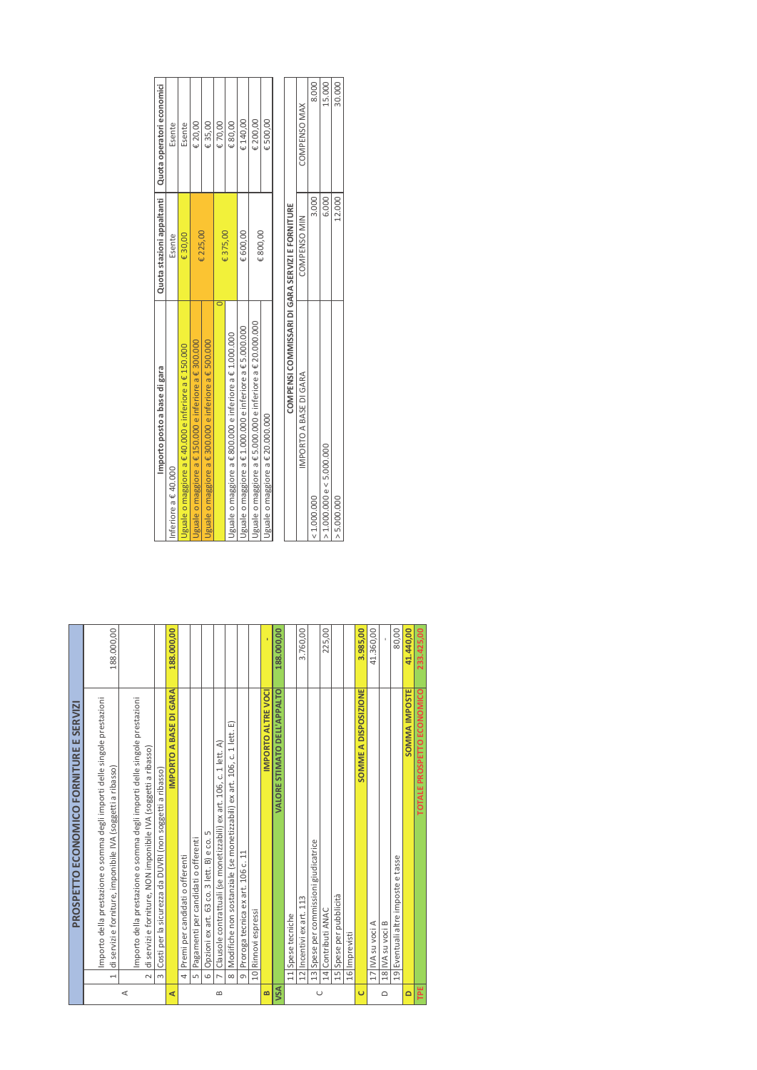## PROSPETTO ECONOMICO FORNITURE E SERVIZI

| | | | |
|---|---|---|---|
| A | 1 | Importo della prestazione o somma degli importi delle singole prestazioni di servizi e forniture, imponibile IVA (soggetti a ribasso) | 188.000,00 |
| | 2 | Importo della prestazione o somma degli importi delle singole prestazioni di servizi e forniture, NON imponibile IVA (soggetti a ribasso) | |
| | 3 | Costi per la sicurezza da DUVRI (non soggetti a ribasso) | |
| **A** | | **IMPORTO A BASE DI GARA** | **188.000,00** |
| B | 4 | Premi per candidati o offerenti | |
| | 5 | Pagamenti per candidati o offerenti | |
| | 6 | Opzioni ex art. 63 co. 3 lett. B) e co. 5 | |
| | 7 | Clausole contrattuali (se monetizzabili) ex art. 106, c. 1 lett. A) | |
| | 8 | Modifiche non sostanziale (se monetizzabili) ex art. 106, c. 1 lett. E) | |
| | 9 | Proroga tecnica ex art. 106 c. 11 | |
| | 10 | Rinnovi espressi | |
| **B** | | **IMPORTO ALTRE VOCI** | **-** |
| **VSA** | | **VALORE STIMATO DELL'APPALTO** | **188.000,00** |
| C | 11 | Spese tecniche | |
| | 12 | Incentivi ex art. 113 | 3.760,00 |
| | 13 | Spese per commissioni giudicatrice | |
| | 14 | Contributi ANAC | 225,00 |
| | 15 | Spese per pubblicità | |
| | 16 | Imprevisti | |
| **C** | | **SOMME A DISPOSIZIONE** | **3.985,00** |
| D | 17 | IVA su voci A | 41.360,00 |
| | 18 | IVA su voci B | - |
| | 19 | Eventuali altre imposte e tasse | 80,00 |
| **D** | | **SOMMA IMPOSTE** | **41.440,00** |
| **TPE** | | **TOTALE PROSPETTO ECONOMICO** | **233.425,00** |

| Importo posto a base di gara | Quota stazioni appaltanti | Quota operatori economici |
|---|---|---|
| Inferiore a € 40.000 | Esente | Esente |
| Uguale o maggiore a € 40.000 e inferiore a € 150.000 | € 30,00 | Esente |
| Uguale o maggiore a € 150.000 e inferiore a € 300.000 | € 225,00 | € 20,00 |
| Uguale o maggiore a € 300.000 e inferiore a € 500.000 | | € 35,00 |
| 0 | € 375,00 | € 70,00 |
| Uguale o maggiore a € 800.000 e inferiore a € 1.000.000 | | € 80,00 |
| Uguale o maggiore a € 1.000.000 e inferiore a € 5.000.000 | € 600,00 | € 140,00 |
| Uguale o maggiore a € 5.000.000 e inferiore a € 20.000.000 | € 800,00 | € 200,00 |
| Uguale o maggiore a € 20.000.000 | | € 500,00 |

| COMPENSI COMMISSARI DI GARA SERVIZI E FORNITURE | | |
|---|---|---|
| IMPORTO A BASE DI GARA | COMPENSO MIN | COMPENSO MAX |
| < 1.000.000 | 3.000 | 8.000 |
| > 1.000.000 e < 5.000.000 | 6.000 | 15.000 |
| > 5.000.000 | 12.000 | 30.000 |